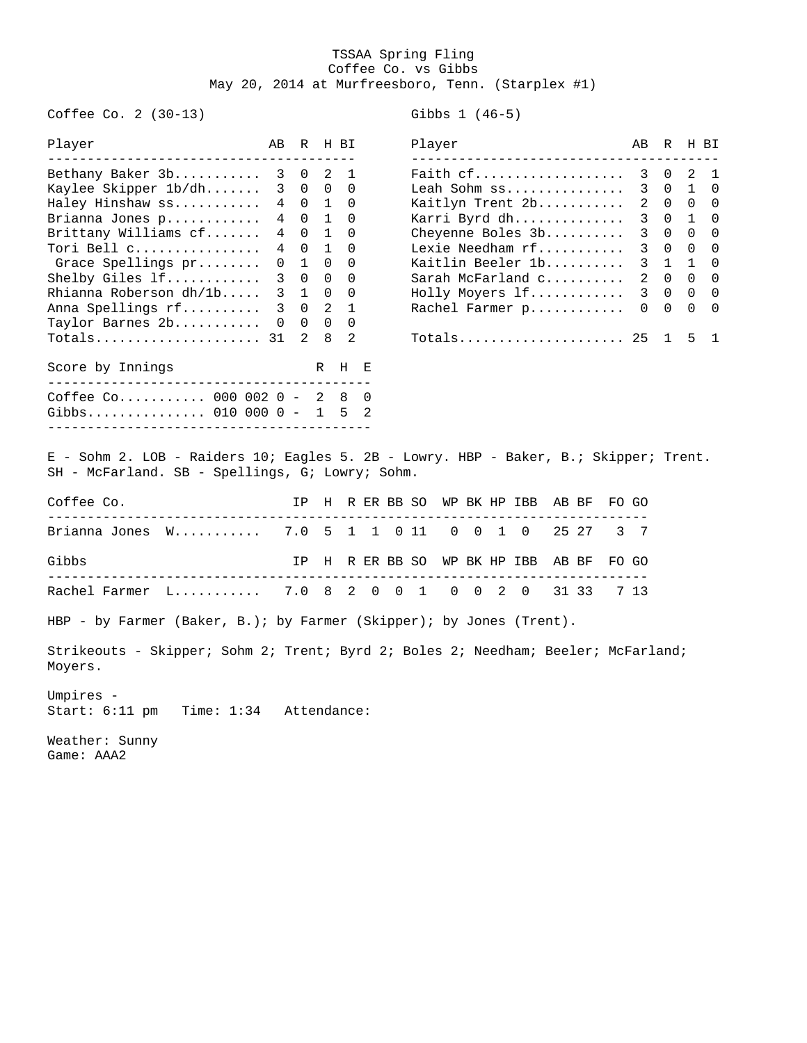# TSSAA Spring Fling
## Coffee Co. vs Gibbs
### May 20, 2014 at Murfreesboro, Tenn. (Starplex #1)

**Coffee Co. 2 (30-13)**

| Player | AB | R | H | BI |
|---|---|---|---|---|
| Bethany Baker 3b | 3 | 0 | 2 | 1 |
| Kaylee Skipper 1b/dh | 3 | 0 | 0 | 0 |
| Haley Hinshaw ss | 4 | 0 | 1 | 0 |
| Brianna Jones p | 4 | 0 | 1 | 0 |
| Brittany Williams cf | 4 | 0 | 1 | 0 |
| Tori Bell c | 4 | 0 | 1 | 0 |
| Grace Spellings pr | 0 | 1 | 0 | 0 |
| Shelby Giles lf | 3 | 0 | 0 | 0 |
| Rhianna Roberson dh/1b | 3 | 1 | 0 | 0 |
| Anna Spellings rf | 3 | 0 | 2 | 1 |
| Taylor Barnes 2b | 0 | 0 | 0 | 0 |
| Totals | 31 | 2 | 8 | 2 |

**Gibbs 1 (46-5)**

| Player | AB | R | H | BI |
|---|---|---|---|---|
| Faith cf | 3 | 0 | 2 | 1 |
| Leah Sohm ss | 3 | 0 | 1 | 0 |
| Kaitlyn Trent 2b | 2 | 0 | 0 | 0 |
| Karri Byrd dh | 3 | 0 | 1 | 0 |
| Cheyenne Boles 3b | 3 | 0 | 0 | 0 |
| Lexie Needham rf | 3 | 0 | 0 | 0 |
| Kaitlin Beeler 1b | 3 | 1 | 1 | 0 |
| Sarah McFarland c | 2 | 0 | 0 | 0 |
| Holly Moyers lf | 3 | 0 | 0 | 0 |
| Rachel Farmer p | 0 | 0 | 0 | 0 |
| Totals | 25 | 1 | 5 | 1 |

| Score by Innings | | R | H | E |
|---|---|---|---|---|
| Coffee Co. | 000 002 0 - | 2 | 8 | 0 |
| Gibbs | 010 000 0 - | 1 | 5 | 2 |

E - Sohm 2. LOB - Raiders 10; Eagles 5. 2B - Lowry. HBP - Baker, B.; Skipper; Trent. SH - McFarland. SB - Spellings, G; Lowry; Sohm.

| Coffee Co. | IP | H | R | ER | BB | SO | WP | BK | HP | IBB | AB | BF | FO | GO |
|---|---|---|---|---|---|---|---|---|---|---|---|---|---|---|
| Brianna Jones W | 7.0 | 5 | 1 | 1 | 0 | 11 | 0 | 0 | 1 | 0 | 25 | 27 | 3 | 7 |

| Gibbs | IP | H | R | ER | BB | SO | WP | BK | HP | IBB | AB | BF | FO | GO |
|---|---|---|---|---|---|---|---|---|---|---|---|---|---|---|
| Rachel Farmer L | 7.0 | 8 | 2 | 0 | 0 | 1 | 0 | 0 | 2 | 0 | 31 | 33 | 7 | 13 |

HBP - by Farmer (Baker, B.); by Farmer (Skipper); by Jones (Trent).

Strikeouts - Skipper; Sohm 2; Trent; Byrd 2; Boles 2; Needham; Beeler; McFarland; Moyers.

Umpires -
Start: 6:11 pm Time: 1:34 Attendance:

Weather: Sunny
Game: AAA2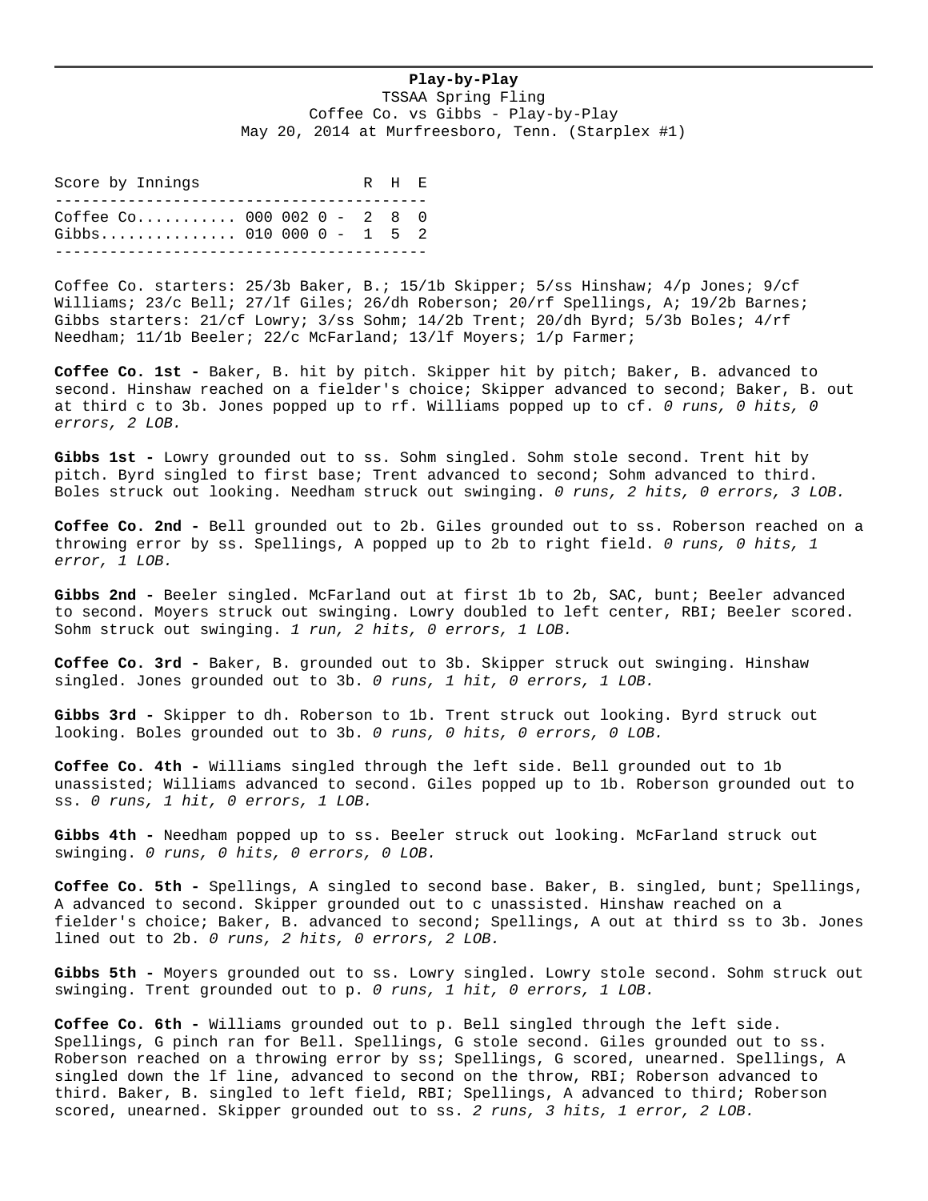**Play-by-Play**

TSSAA Spring Fling
Coffee Co. vs Gibbs - Play-by-Play
May 20, 2014 at Murfreesboro, Tenn. (Starplex #1)

| Score by Innings | | R | H | E |
|---|---|---|---|---|
| Coffee Co. | 000 002 0 | 2 | 8 | 0 |
| Gibbs | 010 000 0 | 1 | 5 | 2 |

Coffee Co. starters: 25/3b Baker, B.; 15/1b Skipper; 5/ss Hinshaw; 4/p Jones; 9/cf Williams; 23/c Bell; 27/lf Giles; 26/dh Roberson; 20/rf Spellings, A; 19/2b Barnes;
Gibbs starters: 21/cf Lowry; 3/ss Sohm; 14/2b Trent; 20/dh Byrd; 5/3b Boles; 4/rf Needham; 11/1b Beeler; 22/c McFarland; 13/lf Moyers; 1/p Farmer;

**Coffee Co. 1st -** Baker, B. hit by pitch. Skipper hit by pitch; Baker, B. advanced to second. Hinshaw reached on a fielder's choice; Skipper advanced to second; Baker, B. out at third c to 3b. Jones popped up to rf. Williams popped up to cf. *0 runs, 0 hits, 0 errors, 2 LOB.*

**Gibbs 1st -** Lowry grounded out to ss. Sohm singled. Sohm stole second. Trent hit by pitch. Byrd singled to first base; Trent advanced to second; Sohm advanced to third. Boles struck out looking. Needham struck out swinging. *0 runs, 2 hits, 0 errors, 3 LOB.*

**Coffee Co. 2nd -** Bell grounded out to 2b. Giles grounded out to ss. Roberson reached on a throwing error by ss. Spellings, A popped up to 2b to right field. *0 runs, 0 hits, 1 error, 1 LOB.*

**Gibbs 2nd -** Beeler singled. McFarland out at first 1b to 2b, SAC, bunt; Beeler advanced to second. Moyers struck out swinging. Lowry doubled to left center, RBI; Beeler scored. Sohm struck out swinging. *1 run, 2 hits, 0 errors, 1 LOB.*

**Coffee Co. 3rd -** Baker, B. grounded out to 3b. Skipper struck out swinging. Hinshaw singled. Jones grounded out to 3b. *0 runs, 1 hit, 0 errors, 1 LOB.*

**Gibbs 3rd -** Skipper to dh. Roberson to 1b. Trent struck out looking. Byrd struck out looking. Boles grounded out to 3b. *0 runs, 0 hits, 0 errors, 0 LOB.*

**Coffee Co. 4th -** Williams singled through the left side. Bell grounded out to 1b unassisted; Williams advanced to second. Giles popped up to 1b. Roberson grounded out to ss. *0 runs, 1 hit, 0 errors, 1 LOB.*

**Gibbs 4th -** Needham popped up to ss. Beeler struck out looking. McFarland struck out swinging. *0 runs, 0 hits, 0 errors, 0 LOB.*

**Coffee Co. 5th -** Spellings, A singled to second base. Baker, B. singled, bunt; Spellings, A advanced to second. Skipper grounded out to c unassisted. Hinshaw reached on a fielder's choice; Baker, B. advanced to second; Spellings, A out at third ss to 3b. Jones lined out to 2b. *0 runs, 2 hits, 0 errors, 2 LOB.*

**Gibbs 5th -** Moyers grounded out to ss. Lowry singled. Lowry stole second. Sohm struck out swinging. Trent grounded out to p. *0 runs, 1 hit, 0 errors, 1 LOB.*

**Coffee Co. 6th -** Williams grounded out to p. Bell singled through the left side. Spellings, G pinch ran for Bell. Spellings, G stole second. Giles grounded out to ss. Roberson reached on a throwing error by ss; Spellings, G scored, unearned. Spellings, A singled down the lf line, advanced to second on the throw, RBI; Roberson advanced to third. Baker, B. singled to left field, RBI; Spellings, A advanced to third; Roberson scored, unearned. Skipper grounded out to ss. *2 runs, 3 hits, 1 error, 2 LOB.*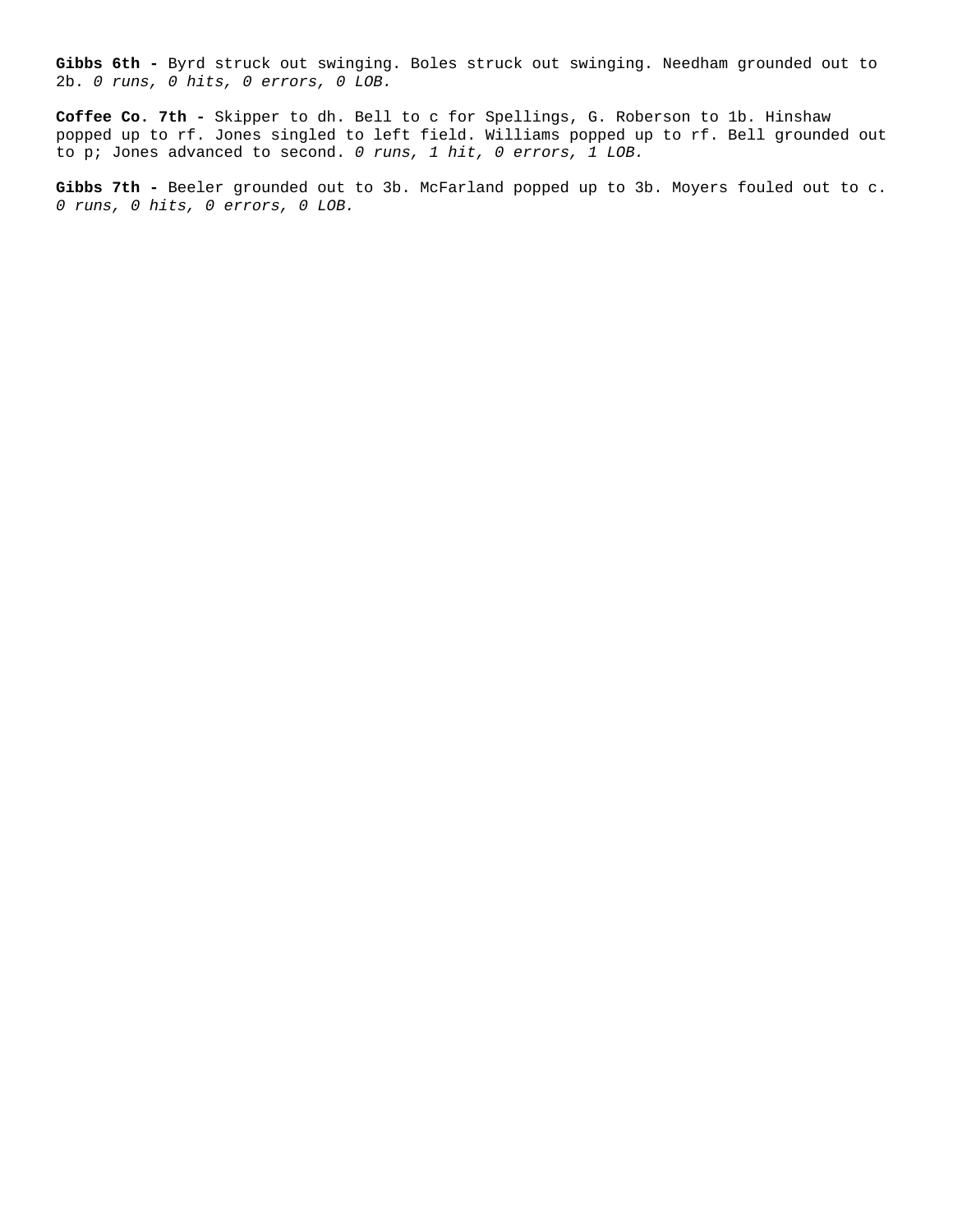**Gibbs 6th -** Byrd struck out swinging. Boles struck out swinging. Needham grounded out to 2b. *0 runs, 0 hits, 0 errors, 0 LOB.*

**Coffee Co. 7th -** Skipper to dh. Bell to c for Spellings, G. Roberson to 1b. Hinshaw popped up to rf. Jones singled to left field. Williams popped up to rf. Bell grounded out to p; Jones advanced to second. *0 runs, 1 hit, 0 errors, 1 LOB.*

**Gibbs 7th -** Beeler grounded out to 3b. McFarland popped up to 3b. Moyers fouled out to c. *0 runs, 0 hits, 0 errors, 0 LOB.*